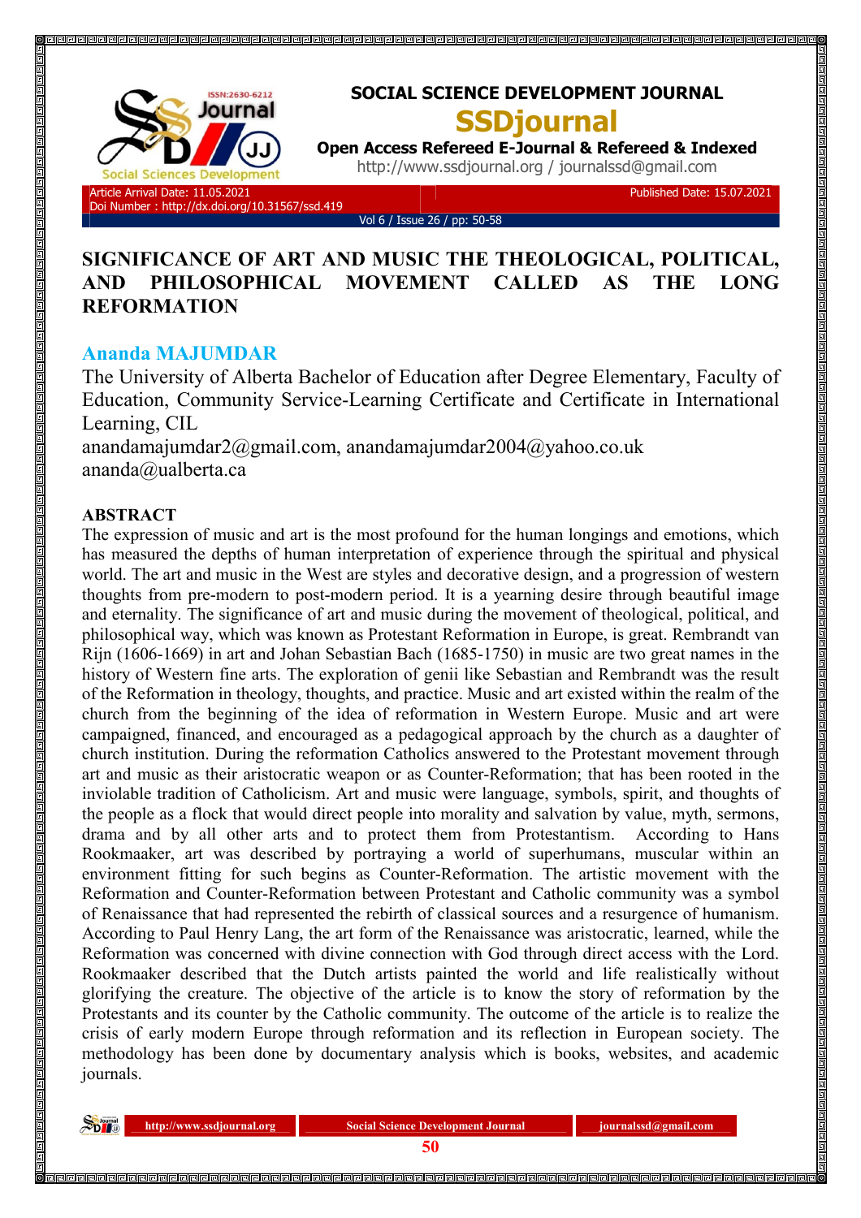SOCIAL SCIENCE DEVELOPMENT JOURNAL

SSDjournal

Open Access Refereed E-Journal & Refereed & Indexed

http://www.ssdjournal.org / journalssd@gmail.com

Article Arrival Date: 11.05.2021
Doi Number : http://dx.doi.org/10.31567/ssd.419

Published Date: 15.07.2021

# SIGNIFICANCE OF ART AND MUSIC THE THEOLOGICAL, POLITICAL, AND PHILOSOPHICAL MOVEMENT CALLED AS THE LONG REFORMATION

**Ananda MAJUMDAR**

The University of Alberta Bachelor of Education after Degree Elementary, Faculty of Education, Community Service-Learning Certificate and Certificate in International Learning, CIL

anandamajumdar2@gmail.com, anandamajumdar2004@yahoo.co.uk
ananda@ualberta.ca

## ABSTRACT

The expression of music and art is the most profound for the human longings and emotions, which has measured the depths of human interpretation of experience through the spiritual and physical world. The art and music in the West are styles and decorative design, and a progression of western thoughts from pre-modern to post-modern period. It is a yearning desire through beautiful image and eternality. The significance of art and music during the movement of theological, political, and philosophical way, which was known as Protestant Reformation in Europe, is great. Rembrandt van Rijn (1606-1669) in art and Johan Sebastian Bach (1685-1750) in music are two great names in the history of Western fine arts. The exploration of genii like Sebastian and Rembrandt was the result of the Reformation in theology, thoughts, and practice. Music and art existed within the realm of the church from the beginning of the idea of reformation in Western Europe. Music and art were campaigned, financed, and encouraged as a pedagogical approach by the church as a daughter of church institution. During the reformation Catholics answered to the Protestant movement through art and music as their aristocratic weapon or as Counter-Reformation; that has been rooted in the inviolable tradition of Catholicism. Art and music were language, symbols, spirit, and thoughts of the people as a flock that would direct people into morality and salvation by value, myth, sermons, drama and by all other arts and to protect them from Protestantism. According to Hans Rookmaaker, art was described by portraying a world of superhumans, muscular within an environment fitting for such begins as Counter-Reformation. The artistic movement with the Reformation and Counter-Reformation between Protestant and Catholic community was a symbol of Renaissance that had represented the rebirth of classical sources and a resurgence of humanism. According to Paul Henry Lang, the art form of the Renaissance was aristocratic, learned, while the Reformation was concerned with divine connection with God through direct access with the Lord. Rookmaaker described that the Dutch artists painted the world and life realistically without glorifying the creature. The objective of the article is to know the story of reformation by the Protestants and its counter by the Catholic community. The outcome of the article is to realize the crisis of early modern Europe through reformation and its reflection in European society. The methodology has been done by documentary analysis which is books, websites, and academic journals.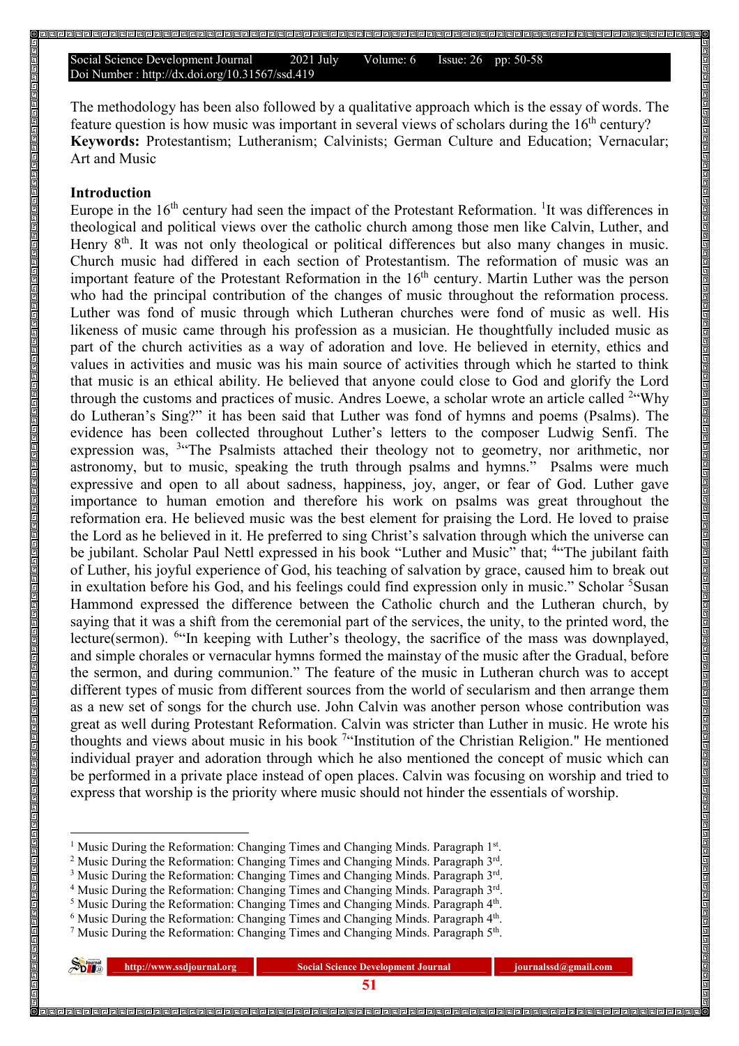The methodology has been also followed by a qualitative approach which is the essay of words. The feature question is how music was important in several views of scholars during the 16th century?

**Keywords:** Protestantism; Lutheranism; Calvinists; German Culture and Education; Vernacular; Art and Music

## Introduction

Europe in the 16th century had seen the impact of the Protestant Reformation. [1]It was differences in theological and political views over the catholic church among those men like Calvin, Luther, and Henry 8th. It was not only theological or political differences but also many changes in music. Church music had differed in each section of Protestantism. The reformation of music was an important feature of the Protestant Reformation in the 16th century. Martin Luther was the person who had the principal contribution of the changes of music throughout the reformation process. Luther was fond of music through which Lutheran churches were fond of music as well. His likeness of music came through his profession as a musician. He thoughtfully included music as part of the church activities as a way of adoration and love. He believed in eternity, ethics and values in activities and music was his main source of activities through which he started to think that music is an ethical ability. He believed that anyone could close to God and glorify the Lord through the customs and practices of music. Andres Loewe, a scholar wrote an article called [2]"Why do Lutheran's Sing?" it has been said that Luther was fond of hymns and poems (Psalms). The evidence has been collected throughout Luther's letters to the composer Ludwig Senfi. The expression was, [3]"The Psalmists attached their theology not to geometry, nor arithmetic, nor astronomy, but to music, speaking the truth through psalms and hymns." Psalms were much expressive and open to all about sadness, happiness, joy, anger, or fear of God. Luther gave importance to human emotion and therefore his work on psalms was great throughout the reformation era. He believed music was the best element for praising the Lord. He loved to praise the Lord as he believed in it. He preferred to sing Christ's salvation through which the universe can be jubilant. Scholar Paul Nettl expressed in his book "Luther and Music" that; [4]"The jubilant faith of Luther, his joyful experience of God, his teaching of salvation by grace, caused him to break out in exultation before his God, and his feelings could find expression only in music." Scholar [5]Susan Hammond expressed the difference between the Catholic church and the Lutheran church, by saying that it was a shift from the ceremonial part of the services, the unity, to the printed word, the lecture(sermon). [6]"In keeping with Luther's theology, the sacrifice of the mass was downplayed, and simple chorales or vernacular hymns formed the mainstay of the music after the Gradual, before the sermon, and during communion." The feature of the music in Lutheran church was to accept different types of music from different sources from the world of secularism and then arrange them as a new set of songs for the church use. John Calvin was another person whose contribution was great as well during Protestant Reformation. Calvin was stricter than Luther in music. He wrote his thoughts and views about music in his book [7]"Institution of the Christian Religion." He mentioned individual prayer and adoration through which he also mentioned the concept of music which can be performed in a private place instead of open places. Calvin was focusing on worship and tried to express that worship is the priority where music should not hinder the essentials of worship.

---

[1] Music During the Reformation: Changing Times and Changing Minds. Paragraph 1st.
[2] Music During the Reformation: Changing Times and Changing Minds. Paragraph 3rd.
[3] Music During the Reformation: Changing Times and Changing Minds. Paragraph 3rd.
[4] Music During the Reformation: Changing Times and Changing Minds. Paragraph 3rd.
[5] Music During the Reformation: Changing Times and Changing Minds. Paragraph 4th.
[6] Music During the Reformation: Changing Times and Changing Minds. Paragraph 4th.
[7] Music During the Reformation: Changing Times and Changing Minds. Paragraph 5th.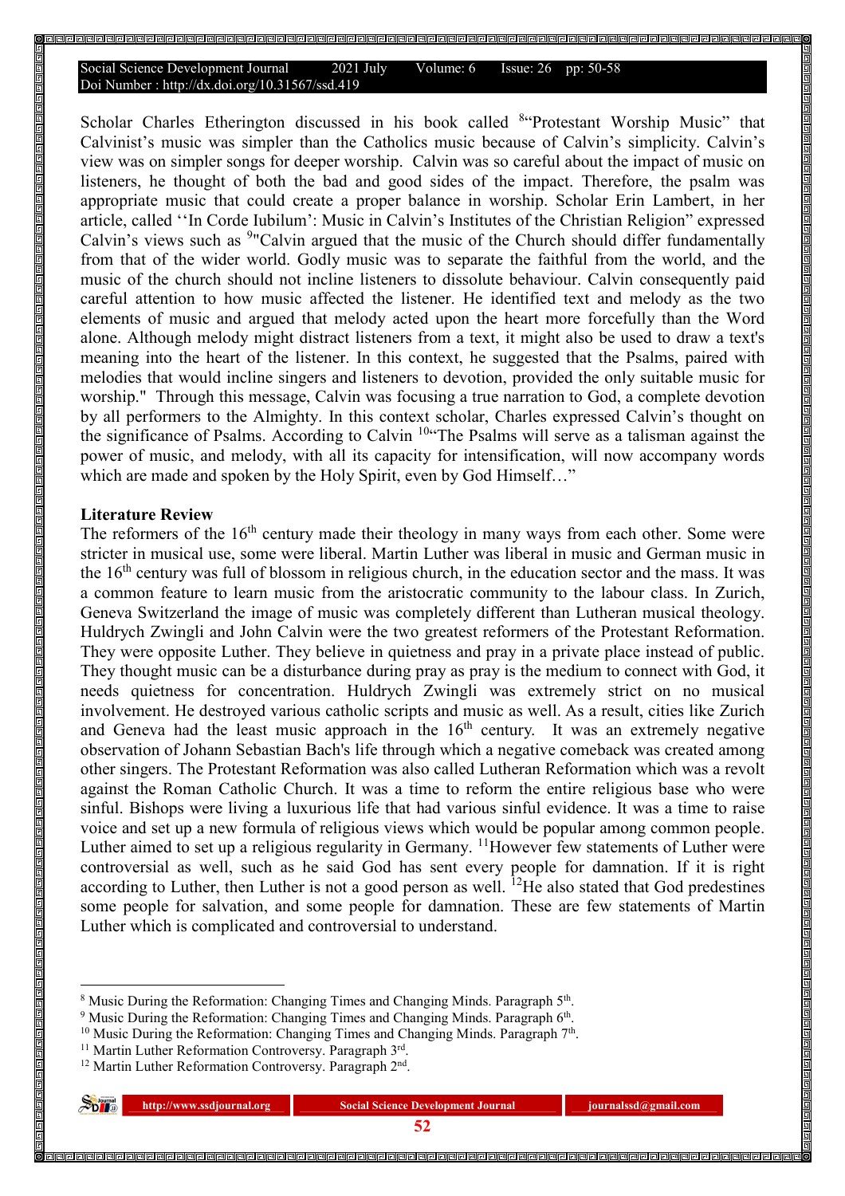Scholar Charles Etherington discussed in his book called [8]"Protestant Worship Music" that Calvinist's music was simpler than the Catholics music because of Calvin's simplicity. Calvin's view was on simpler songs for deeper worship. Calvin was so careful about the impact of music on listeners, he thought of both the bad and good sides of the impact. Therefore, the psalm was appropriate music that could create a proper balance in worship. Scholar Erin Lambert, in her article, called ''In Corde Iubilum': Music in Calvin's Institutes of the Christian Religion" expressed Calvin's views such as [9]"Calvin argued that the music of the Church should differ fundamentally from that of the wider world. Godly music was to separate the faithful from the world, and the music of the church should not incline listeners to dissolute behaviour. Calvin consequently paid careful attention to how music affected the listener. He identified text and melody as the two elements of music and argued that melody acted upon the heart more forcefully than the Word alone. Although melody might distract listeners from a text, it might also be used to draw a text's meaning into the heart of the listener. In this context, he suggested that the Psalms, paired with melodies that would incline singers and listeners to devotion, provided the only suitable music for worship." Through this message, Calvin was focusing a true narration to God, a complete devotion by all performers to the Almighty. In this context scholar, Charles expressed Calvin's thought on the significance of Psalms. According to Calvin [10]"The Psalms will serve as a talisman against the power of music, and melody, with all its capacity for intensification, will now accompany words which are made and spoken by the Holy Spirit, even by God Himself…"

**Literature Review**

The reformers of the 16th century made their theology in many ways from each other. Some were stricter in musical use, some were liberal. Martin Luther was liberal in music and German music in the 16th century was full of blossom in religious church, in the education sector and the mass. It was a common feature to learn music from the aristocratic community to the labour class. In Zurich, Geneva Switzerland the image of music was completely different than Lutheran musical theology. Huldrych Zwingli and John Calvin were the two greatest reformers of the Protestant Reformation. They were opposite Luther. They believe in quietness and pray in a private place instead of public. They thought music can be a disturbance during pray as pray is the medium to connect with God, it needs quietness for concentration. Huldrych Zwingli was extremely strict on no musical involvement. He destroyed various catholic scripts and music as well. As a result, cities like Zurich and Geneva had the least music approach in the 16th century. It was an extremely negative observation of Johann Sebastian Bach's life through which a negative comeback was created among other singers. The Protestant Reformation was also called Lutheran Reformation which was a revolt against the Roman Catholic Church. It was a time to reform the entire religious base who were sinful. Bishops were living a luxurious life that had various sinful evidence. It was a time to raise voice and set up a new formula of religious views which would be popular among common people. Luther aimed to set up a religious regularity in Germany. [11]However few statements of Luther were controversial as well, such as he said God has sent every people for damnation. If it is right according to Luther, then Luther is not a good person as well. [12]He also stated that God predestines some people for salvation, and some people for damnation. These are few statements of Martin Luther which is complicated and controversial to understand.

---

[8] Music During the Reformation: Changing Times and Changing Minds. Paragraph 5th.

[9] Music During the Reformation: Changing Times and Changing Minds. Paragraph 6th.

[10] Music During the Reformation: Changing Times and Changing Minds. Paragraph 7th.

[11] Martin Luther Reformation Controversy. Paragraph 3rd.

[12] Martin Luther Reformation Controversy. Paragraph 2nd.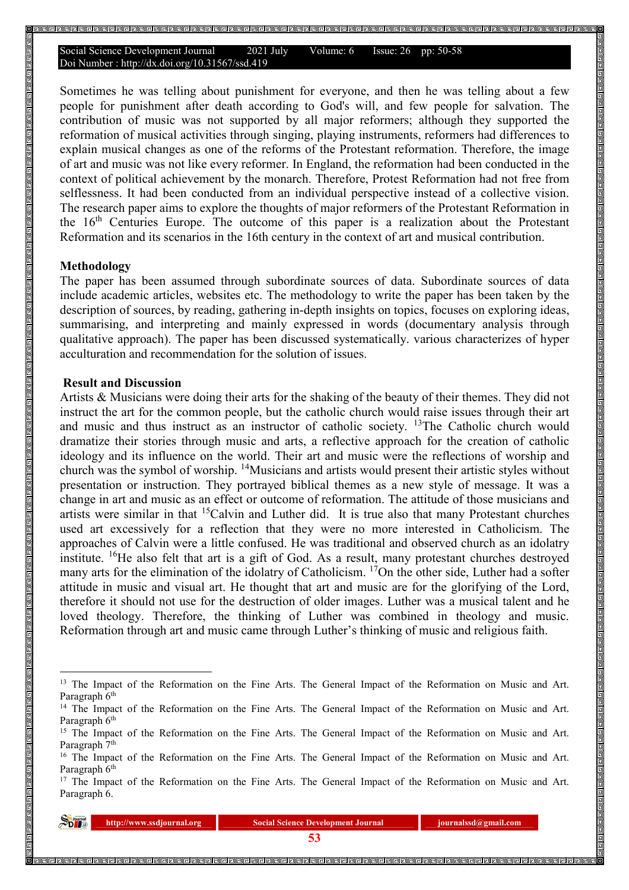Sometimes he was telling about punishment for everyone, and then he was telling about a few people for punishment after death according to God's will, and few people for salvation. The contribution of music was not supported by all major reformers; although they supported the reformation of musical activities through singing, playing instruments, reformers had differences to explain musical changes as one of the reforms of the Protestant reformation. Therefore, the image of art and music was not like every reformer. In England, the reformation had been conducted in the context of political achievement by the monarch. Therefore, Protest Reformation had not free from selflessness. It had been conducted from an individual perspective instead of a collective vision. The research paper aims to explore the thoughts of major reformers of the Protestant Reformation in the 16th Centuries Europe. The outcome of this paper is a realization about the Protestant Reformation and its scenarios in the 16th century in the context of art and musical contribution.

**Methodology**

The paper has been assumed through subordinate sources of data. Subordinate sources of data include academic articles, websites etc. The methodology to write the paper has been taken by the description of sources, by reading, gathering in-depth insights on topics, focuses on exploring ideas, summarising, and interpreting and mainly expressed in words (documentary analysis through qualitative approach). The paper has been discussed systematically. various characterizes of hyper acculturation and recommendation for the solution of issues.

**Result and Discussion**

Artists & Musicians were doing their arts for the shaking of the beauty of their themes. They did not instruct the art for the common people, but the catholic church would raise issues through their art and music and thus instruct as an instructor of catholic society. [13]The Catholic church would dramatize their stories through music and arts, a reflective approach for the creation of catholic ideology and its influence on the world. Their art and music were the reflections of worship and church was the symbol of worship. [14]Musicians and artists would present their artistic styles without presentation or instruction. They portrayed biblical themes as a new style of message. It was a change in art and music as an effect or outcome of reformation. The attitude of those musicians and artists were similar in that [15]Calvin and Luther did. It is true also that many Protestant churches used art excessively for a reflection that they were no more interested in Catholicism. The approaches of Calvin were a little confused. He was traditional and observed church as an idolatry institute. [16]He also felt that art is a gift of God. As a result, many protestant churches destroyed many arts for the elimination of the idolatry of Catholicism. [17]On the other side, Luther had a softer attitude in music and visual art. He thought that art and music are for the glorifying of the Lord, therefore it should not use for the destruction of older images. Luther was a musical talent and he loved theology. Therefore, the thinking of Luther was combined in theology and music. Reformation through art and music came through Luther's thinking of music and religious faith.

---

[13] The Impact of the Reformation on the Fine Arts. The General Impact of the Reformation on Music and Art. Paragraph 6th

[14] The Impact of the Reformation on the Fine Arts. The General Impact of the Reformation on Music and Art. Paragraph 6th

[15] The Impact of the Reformation on the Fine Arts. The General Impact of the Reformation on Music and Art. Paragraph 7th

[16] The Impact of the Reformation on the Fine Arts. The General Impact of the Reformation on Music and Art. Paragraph 6th

[17] The Impact of the Reformation on the Fine Arts. The General Impact of the Reformation on Music and Art. Paragraph 6.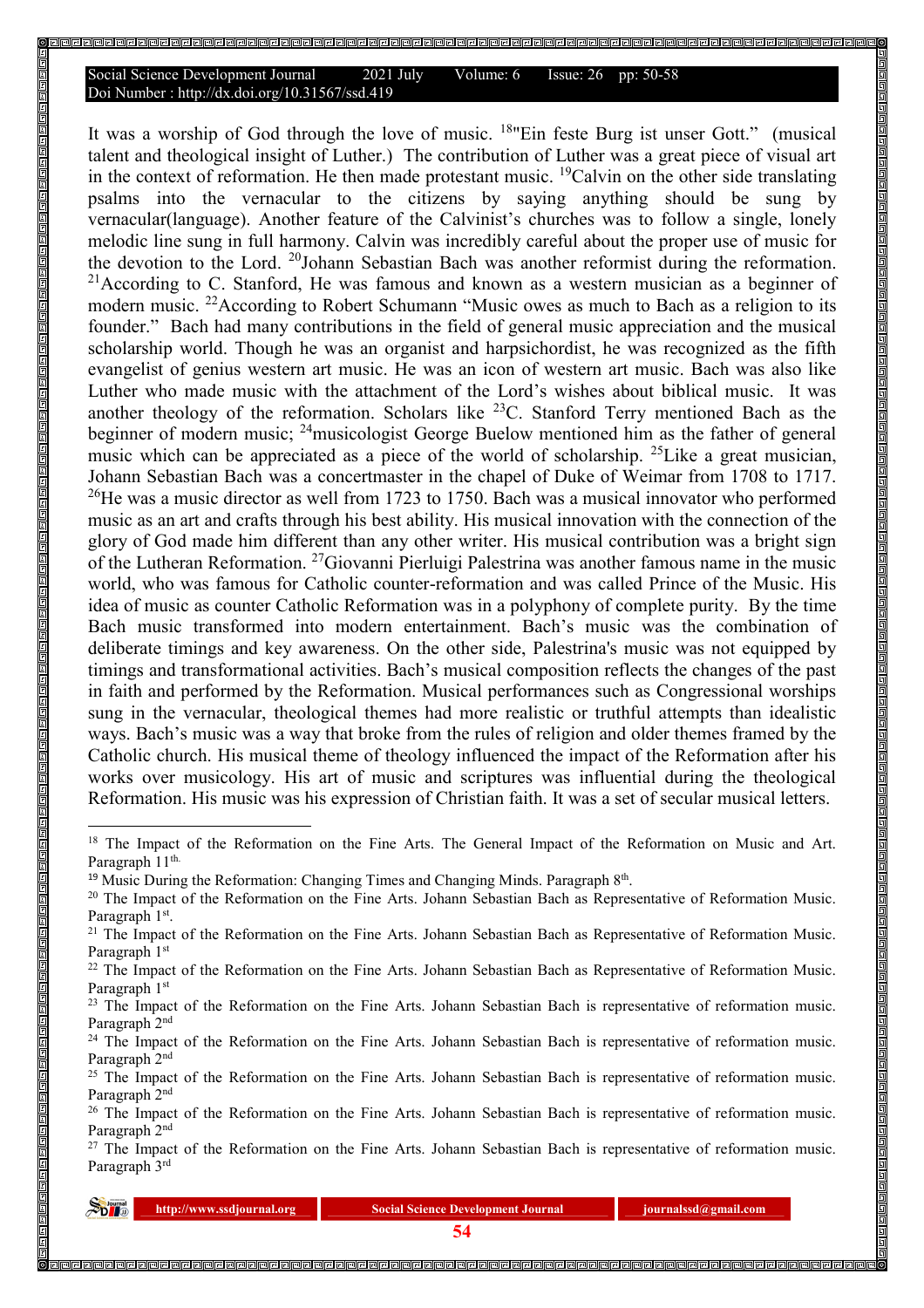It was a worship of God through the love of music. [18]"Ein feste Burg ist unser Gott." (musical talent and theological insight of Luther.) The contribution of Luther was a great piece of visual art in the context of reformation. He then made protestant music. [19]Calvin on the other side translating psalms into the vernacular to the citizens by saying anything should be sung by vernacular(language). Another feature of the Calvinist's churches was to follow a single, lonely melodic line sung in full harmony. Calvin was incredibly careful about the proper use of music for the devotion to the Lord. [20]Johann Sebastian Bach was another reformist during the reformation. [21]According to C. Stanford, He was famous and known as a western musician as a beginner of modern music. [22]According to Robert Schumann "Music owes as much to Bach as a religion to its founder." Bach had many contributions in the field of general music appreciation and the musical scholarship world. Though he was an organist and harpsichordist, he was recognized as the fifth evangelist of genius western art music. He was an icon of western art music. Bach was also like Luther who made music with the attachment of the Lord's wishes about biblical music. It was another theology of the reformation. Scholars like [23]C. Stanford Terry mentioned Bach as the beginner of modern music; [24]musicologist George Buelow mentioned him as the father of general music which can be appreciated as a piece of the world of scholarship. [25]Like a great musician, Johann Sebastian Bach was a concertmaster in the chapel of Duke of Weimar from 1708 to 1717. [26]He was a music director as well from 1723 to 1750. Bach was a musical innovator who performed music as an art and crafts through his best ability. His musical innovation with the connection of the glory of God made him different than any other writer. His musical contribution was a bright sign of the Lutheran Reformation. [27]Giovanni Pierluigi Palestrina was another famous name in the music world, who was famous for Catholic counter-reformation and was called Prince of the Music. His idea of music as counter Catholic Reformation was in a polyphony of complete purity. By the time Bach music transformed into modern entertainment. Bach's music was the combination of deliberate timings and key awareness. On the other side, Palestrina's music was not equipped by timings and transformational activities. Bach's musical composition reflects the changes of the past in faith and performed by the Reformation. Musical performances such as Congressional worships sung in the vernacular, theological themes had more realistic or truthful attempts than idealistic ways. Bach's music was a way that broke from the rules of religion and older themes framed by the Catholic church. His musical theme of theology influenced the impact of the Reformation after his works over musicology. His art of music and scriptures was influential during the theological Reformation. His music was his expression of Christian faith. It was a set of secular musical letters.

---

[18] The Impact of the Reformation on the Fine Arts. The General Impact of the Reformation on Music and Art. Paragraph 11th.

[19] Music During the Reformation: Changing Times and Changing Minds. Paragraph 8th.

[20] The Impact of the Reformation on the Fine Arts. Johann Sebastian Bach as Representative of Reformation Music. Paragraph 1st.

[21] The Impact of the Reformation on the Fine Arts. Johann Sebastian Bach as Representative of Reformation Music. Paragraph 1st

[22] The Impact of the Reformation on the Fine Arts. Johann Sebastian Bach as Representative of Reformation Music. Paragraph 1st

[23] The Impact of the Reformation on the Fine Arts. Johann Sebastian Bach is representative of reformation music. Paragraph 2nd

[24] The Impact of the Reformation on the Fine Arts. Johann Sebastian Bach is representative of reformation music. Paragraph 2nd

[25] The Impact of the Reformation on the Fine Arts. Johann Sebastian Bach is representative of reformation music. Paragraph 2nd

[26] The Impact of the Reformation on the Fine Arts. Johann Sebastian Bach is representative of reformation music. Paragraph 2nd

[27] The Impact of the Reformation on the Fine Arts. Johann Sebastian Bach is representative of reformation music. Paragraph 3rd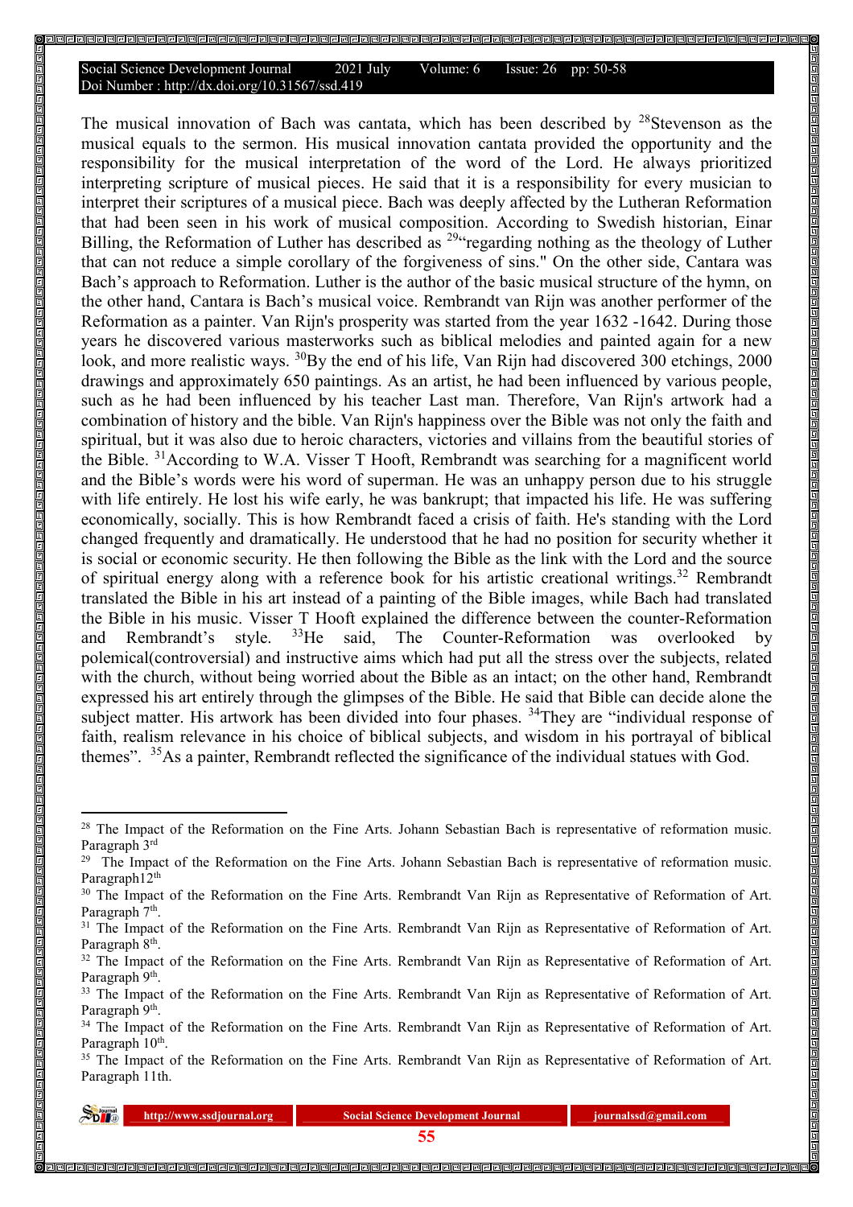The musical innovation of Bach was cantata, which has been described by [28]Stevenson as the musical equals to the sermon. His musical innovation cantata provided the opportunity and the responsibility for the musical interpretation of the word of the Lord. He always prioritized interpreting scripture of musical pieces. He said that it is a responsibility for every musician to interpret their scriptures of a musical piece. Bach was deeply affected by the Lutheran Reformation that had been seen in his work of musical composition. According to Swedish historian, Einar Billing, the Reformation of Luther has described as [29]"regarding nothing as the theology of Luther that can not reduce a simple corollary of the forgiveness of sins." On the other side, Cantara was Bach's approach to Reformation. Luther is the author of the basic musical structure of the hymn, on the other hand, Cantara is Bach's musical voice. Rembrandt van Rijn was another performer of the Reformation as a painter. Van Rijn's prosperity was started from the year 1632 -1642. During those years he discovered various masterworks such as biblical melodies and painted again for a new look, and more realistic ways. [30]By the end of his life, Van Rijn had discovered 300 etchings, 2000 drawings and approximately 650 paintings. As an artist, he had been influenced by various people, such as he had been influenced by his teacher Last man. Therefore, Van Rijn's artwork had a combination of history and the bible. Van Rijn's happiness over the Bible was not only the faith and spiritual, but it was also due to heroic characters, victories and villains from the beautiful stories of the Bible. [31]According to W.A. Visser T Hooft, Rembrandt was searching for a magnificent world and the Bible's words were his word of superman. He was an unhappy person due to his struggle with life entirely. He lost his wife early, he was bankrupt; that impacted his life. He was suffering economically, socially. This is how Rembrandt faced a crisis of faith. He's standing with the Lord changed frequently and dramatically. He understood that he had no position for security whether it is social or economic security. He then following the Bible as the link with the Lord and the source of spiritual energy along with a reference book for his artistic creational writings.[32] Rembrandt translated the Bible in his art instead of a painting of the Bible images, while Bach had translated the Bible in his music. Visser T Hooft explained the difference between the counter-Reformation and Rembrandt's style. [33]He said, The Counter-Reformation was overlooked by polemical(controversial) and instructive aims which had put all the stress over the subjects, related with the church, without being worried about the Bible as an intact; on the other hand, Rembrandt expressed his art entirely through the glimpses of the Bible. He said that Bible can decide alone the subject matter. His artwork has been divided into four phases. [34]They are "individual response of faith, realism relevance in his choice of biblical subjects, and wisdom in his portrayal of biblical themes". [35]As a painter, Rembrandt reflected the significance of the individual statues with God.

---

[28] The Impact of the Reformation on the Fine Arts. Johann Sebastian Bach is representative of reformation music. Paragraph 3rd

[29] The Impact of the Reformation on the Fine Arts. Johann Sebastian Bach is representative of reformation music. Paragraph12th

[30] The Impact of the Reformation on the Fine Arts. Rembrandt Van Rijn as Representative of Reformation of Art. Paragraph 7th.

[31] The Impact of the Reformation on the Fine Arts. Rembrandt Van Rijn as Representative of Reformation of Art. Paragraph 8th.

[32] The Impact of the Reformation on the Fine Arts. Rembrandt Van Rijn as Representative of Reformation of Art. Paragraph 9th.

[33] The Impact of the Reformation on the Fine Arts. Rembrandt Van Rijn as Representative of Reformation of Art. Paragraph 9th.

[34] The Impact of the Reformation on the Fine Arts. Rembrandt Van Rijn as Representative of Reformation of Art. Paragraph 10th.

[35] The Impact of the Reformation on the Fine Arts. Rembrandt Van Rijn as Representative of Reformation of Art. Paragraph 11th.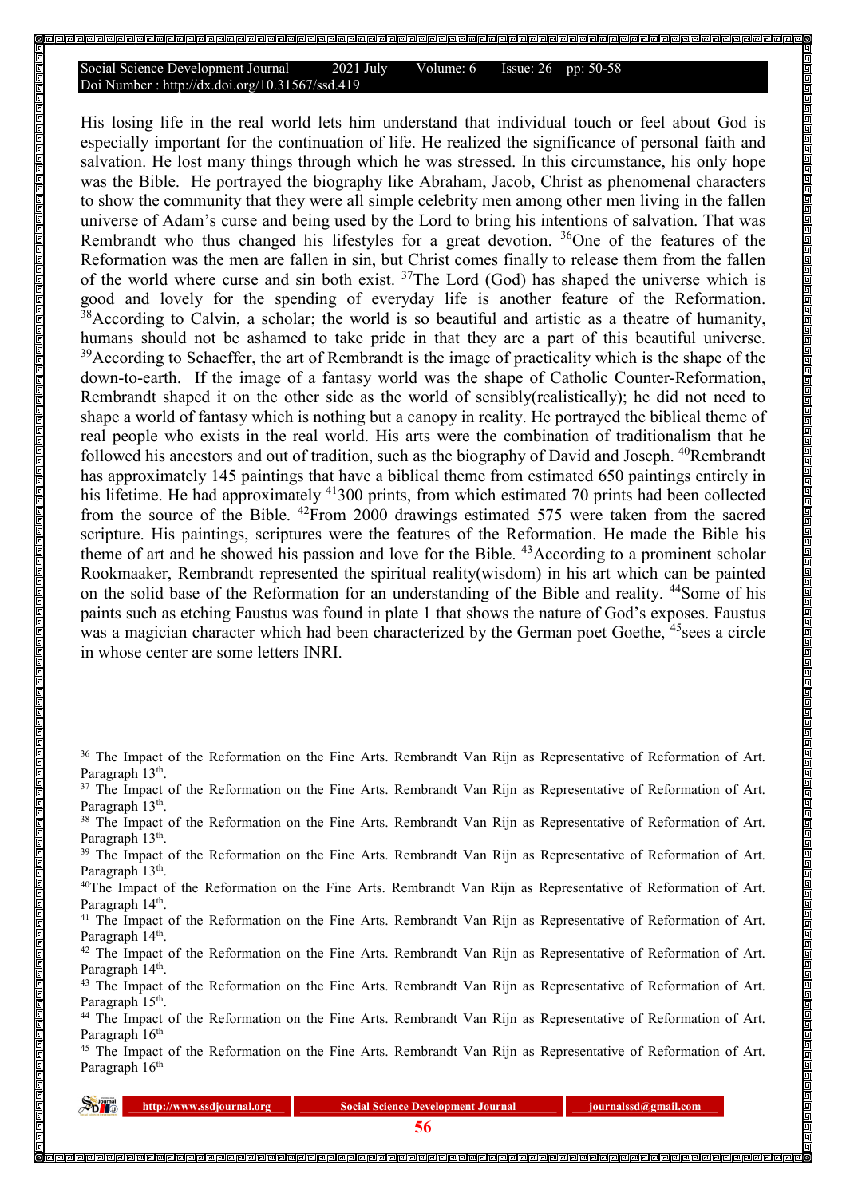His losing life in the real world lets him understand that individual touch or feel about God is especially important for the continuation of life. He realized the significance of personal faith and salvation. He lost many things through which he was stressed. In this circumstance, his only hope was the Bible. He portrayed the biography like Abraham, Jacob, Christ as phenomenal characters to show the community that they were all simple celebrity men among other men living in the fallen universe of Adam's curse and being used by the Lord to bring his intentions of salvation. That was Rembrandt who thus changed his lifestyles for a great devotion. [36]One of the features of the Reformation was the men are fallen in sin, but Christ comes finally to release them from the fallen of the world where curse and sin both exist. [37]The Lord (God) has shaped the universe which is good and lovely for the spending of everyday life is another feature of the Reformation. [38]According to Calvin, a scholar; the world is so beautiful and artistic as a theatre of humanity, humans should not be ashamed to take pride in that they are a part of this beautiful universe. [39]According to Schaeffer, the art of Rembrandt is the image of practicality which is the shape of the down-to-earth. If the image of a fantasy world was the shape of Catholic Counter-Reformation, Rembrandt shaped it on the other side as the world of sensibly(realistically); he did not need to shape a world of fantasy which is nothing but a canopy in reality. He portrayed the biblical theme of real people who exists in the real world. His arts were the combination of traditionalism that he followed his ancestors and out of tradition, such as the biography of David and Joseph. [40]Rembrandt has approximately 145 paintings that have a biblical theme from estimated 650 paintings entirely in his lifetime. He had approximately [41]300 prints, from which estimated 70 prints had been collected from the source of the Bible. [42]From 2000 drawings estimated 575 were taken from the sacred scripture. His paintings, scriptures were the features of the Reformation. He made the Bible his theme of art and he showed his passion and love for the Bible. [43]According to a prominent scholar Rookmaaker, Rembrandt represented the spiritual reality(wisdom) in his art which can be painted on the solid base of the Reformation for an understanding of the Bible and reality. [44]Some of his paints such as etching Faustus was found in plate 1 that shows the nature of God's exposes. Faustus was a magician character which had been characterized by the German poet Goethe, [45]sees a circle in whose center are some letters INRI.

---

[36] The Impact of the Reformation on the Fine Arts. Rembrandt Van Rijn as Representative of Reformation of Art. Paragraph 13th.

[37] The Impact of the Reformation on the Fine Arts. Rembrandt Van Rijn as Representative of Reformation of Art. Paragraph 13th.

[38] The Impact of the Reformation on the Fine Arts. Rembrandt Van Rijn as Representative of Reformation of Art. Paragraph 13th.

[39] The Impact of the Reformation on the Fine Arts. Rembrandt Van Rijn as Representative of Reformation of Art. Paragraph 13th.

[40] The Impact of the Reformation on the Fine Arts. Rembrandt Van Rijn as Representative of Reformation of Art. Paragraph 14th.

[41] The Impact of the Reformation on the Fine Arts. Rembrandt Van Rijn as Representative of Reformation of Art. Paragraph 14th.

[42] The Impact of the Reformation on the Fine Arts. Rembrandt Van Rijn as Representative of Reformation of Art. Paragraph 14th.

[43] The Impact of the Reformation on the Fine Arts. Rembrandt Van Rijn as Representative of Reformation of Art. Paragraph 15th.

[44] The Impact of the Reformation on the Fine Arts. Rembrandt Van Rijn as Representative of Reformation of Art. Paragraph 16th

[45] The Impact of the Reformation on the Fine Arts. Rembrandt Van Rijn as Representative of Reformation of Art. Paragraph 16th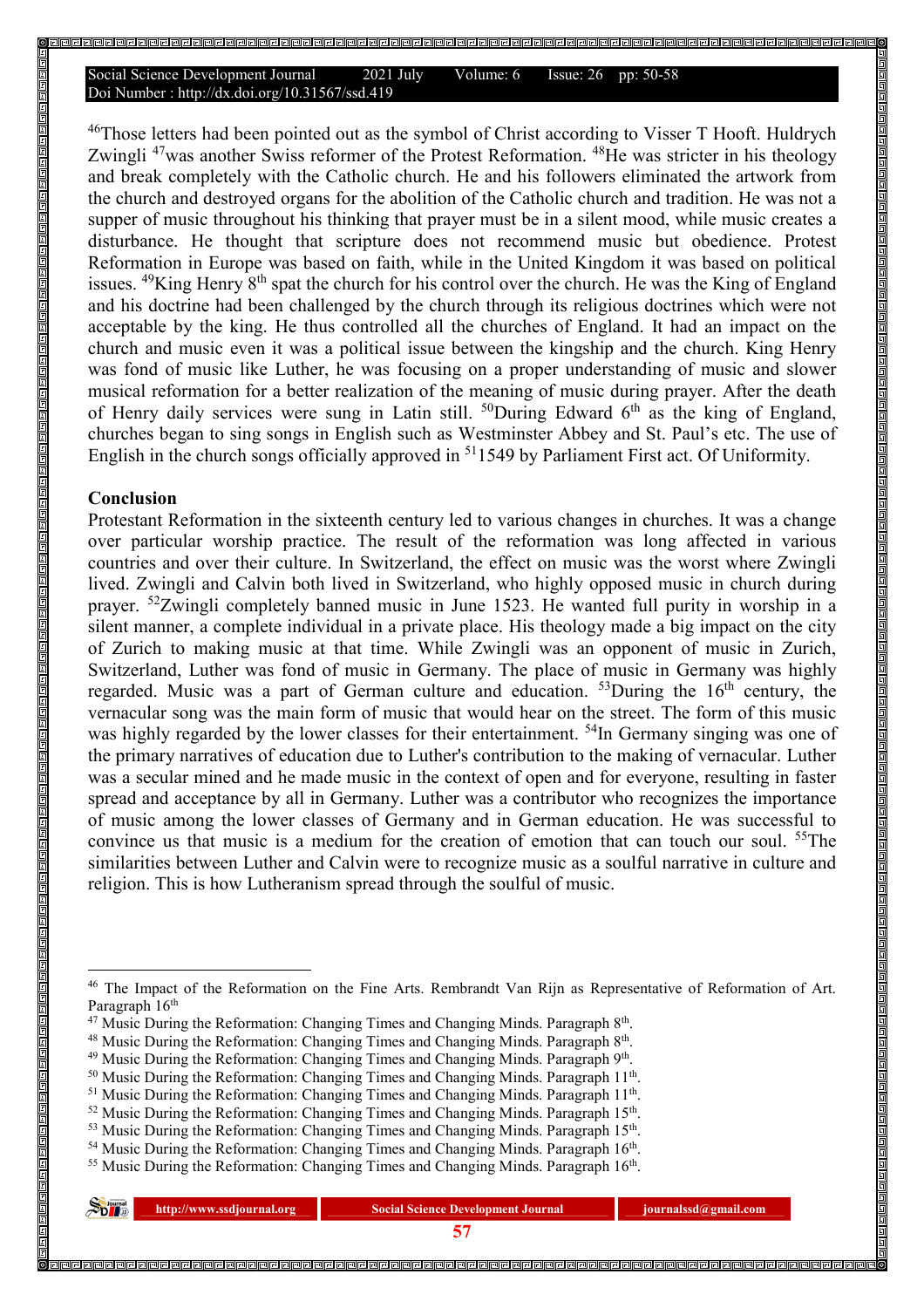[46]Those letters had been pointed out as the symbol of Christ according to Visser T Hooft. Huldrych Zwingli [47]was another Swiss reformer of the Protest Reformation. [48]He was stricter in his theology and break completely with the Catholic church. He and his followers eliminated the artwork from the church and destroyed organs for the abolition of the Catholic church and tradition. He was not a supper of music throughout his thinking that prayer must be in a silent mood, while music creates a disturbance. He thought that scripture does not recommend music but obedience. Protest Reformation in Europe was based on faith, while in the United Kingdom it was based on political issues. [49]King Henry 8th spat the church for his control over the church. He was the King of England and his doctrine had been challenged by the church through its religious doctrines which were not acceptable by the king. He thus controlled all the churches of England. It had an impact on the church and music even it was a political issue between the kingship and the church. King Henry was fond of music like Luther, he was focusing on a proper understanding of music and slower musical reformation for a better realization of the meaning of music during prayer. After the death of Henry daily services were sung in Latin still. [50]During Edward 6th as the king of England, churches began to sing songs in English such as Westminster Abbey and St. Paul's etc. The use of English in the church songs officially approved in [51]1549 by Parliament First act. Of Uniformity.

## Conclusion

Protestant Reformation in the sixteenth century led to various changes in churches. It was a change over particular worship practice. The result of the reformation was long affected in various countries and over their culture. In Switzerland, the effect on music was the worst where Zwingli lived. Zwingli and Calvin both lived in Switzerland, who highly opposed music in church during prayer. [52]Zwingli completely banned music in June 1523. He wanted full purity in worship in a silent manner, a complete individual in a private place. His theology made a big impact on the city of Zurich to making music at that time. While Zwingli was an opponent of music in Zurich, Switzerland, Luther was fond of music in Germany. The place of music in Germany was highly regarded. Music was a part of German culture and education. [53]During the 16th century, the vernacular song was the main form of music that would hear on the street. The form of this music was highly regarded by the lower classes for their entertainment. [54]In Germany singing was one of the primary narratives of education due to Luther's contribution to the making of vernacular. Luther was a secular mined and he made music in the context of open and for everyone, resulting in faster spread and acceptance by all in Germany. Luther was a contributor who recognizes the importance of music among the lower classes of Germany and in German education. He was successful to convince us that music is a medium for the creation of emotion that can touch our soul. [55]The similarities between Luther and Calvin were to recognize music as a soulful narrative in culture and religion. This is how Lutheranism spread through the soulful of music.

---

[46] The Impact of the Reformation on the Fine Arts. Rembrandt Van Rijn as Representative of Reformation of Art. Paragraph 16th

[47] Music During the Reformation: Changing Times and Changing Minds. Paragraph 8th.

[48] Music During the Reformation: Changing Times and Changing Minds. Paragraph 8th.

[49] Music During the Reformation: Changing Times and Changing Minds. Paragraph 9th.

[50] Music During the Reformation: Changing Times and Changing Minds. Paragraph 11th.

[51] Music During the Reformation: Changing Times and Changing Minds. Paragraph 11th.

[52] Music During the Reformation: Changing Times and Changing Minds. Paragraph 15th.

[53] Music During the Reformation: Changing Times and Changing Minds. Paragraph 15th.

[54] Music During the Reformation: Changing Times and Changing Minds. Paragraph 16th.

[55] Music During the Reformation: Changing Times and Changing Minds. Paragraph 16th.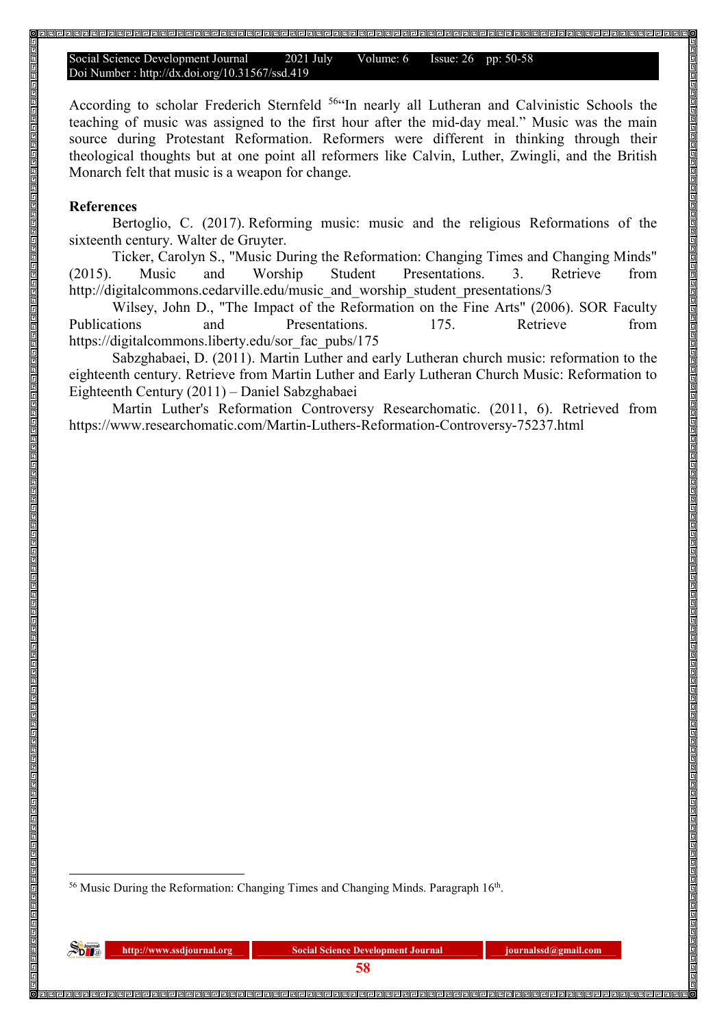According to scholar Frederich Sternfeld [56]"In nearly all Lutheran and Calvinistic Schools the teaching of music was assigned to the first hour after the mid-day meal." Music was the main source during Protestant Reformation. Reformers were different in thinking through their theological thoughts but at one point all reformers like Calvin, Luther, Zwingli, and the British Monarch felt that music is a weapon for change.

**References**

Bertoglio, C. (2017). Reforming music: music and the religious Reformations of the sixteenth century. Walter de Gruyter.

Ticker, Carolyn S., "Music During the Reformation: Changing Times and Changing Minds" (2015). Music and Worship Student Presentations. 3. Retrieve from http://digitalcommons.cedarville.edu/music_and_worship_student_presentations/3

Wilsey, John D., "The Impact of the Reformation on the Fine Arts" (2006). SOR Faculty Publications and Presentations. 175. Retrieve from https://digitalcommons.liberty.edu/sor_fac_pubs/175

Sabzghabaei, D. (2011). Martin Luther and early Lutheran church music: reformation to the eighteenth century. Retrieve from Martin Luther and Early Lutheran Church Music: Reformation to Eighteenth Century (2011) – Daniel Sabzghabaei

Martin Luther's Reformation Controversy Researchomatic. (2011, 6). Retrieved from https://www.researchomatic.com/Martin-Luthers-Reformation-Controversy-75237.html

[56] Music During the Reformation: Changing Times and Changing Minds. Paragraph 16th.